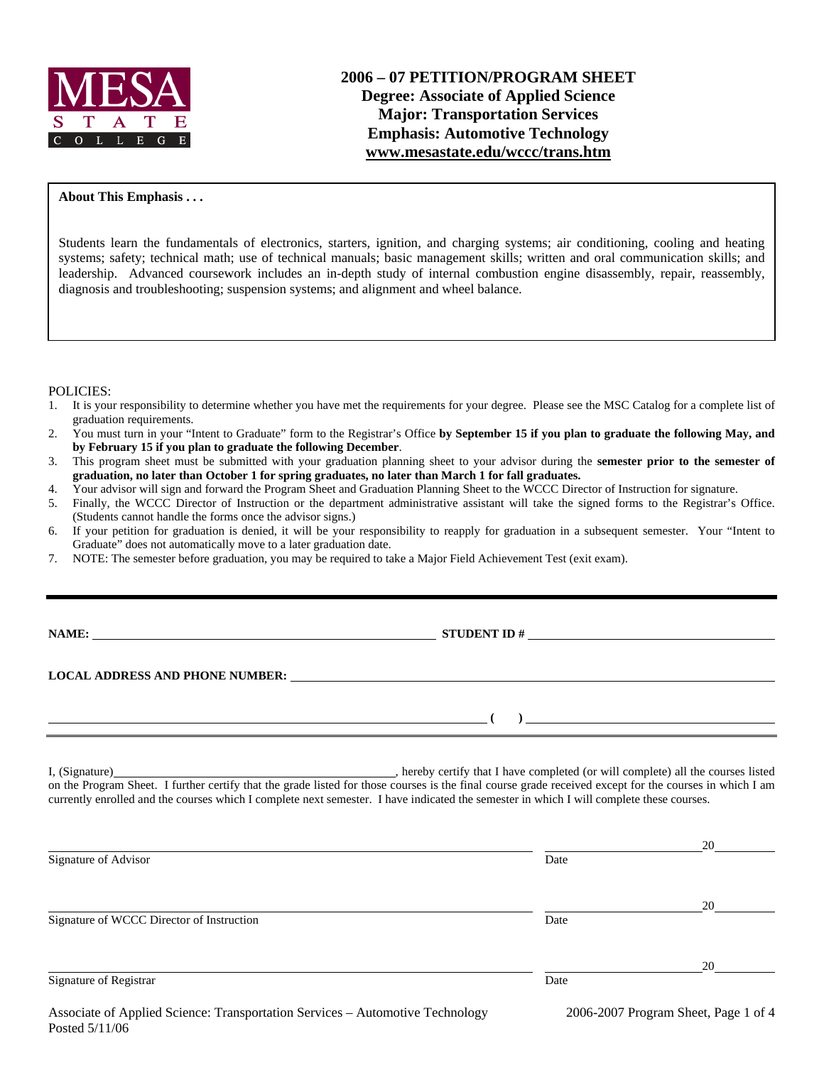MESA STATE COLLEGE

# 2006 – 07 PETITION/PROGRAM SHEET
## Degree: Associate of Applied Science
## Major: Transportation Services
## Emphasis: Automotive Technology
## www.mesastate.edu/wccc/trans.htm

**About This Emphasis . . .**

Students learn the fundamentals of electronics, starters, ignition, and charging systems; air conditioning, cooling and heating systems; safety; technical math; use of technical manuals; basic management skills; written and oral communication skills; and leadership. Advanced coursework includes an in-depth study of internal combustion engine disassembly, repair, reassembly, diagnosis and troubleshooting; suspension systems; and alignment and wheel balance.

POLICIES:

1. It is your responsibility to determine whether you have met the requirements for your degree. Please see the MSC Catalog for a complete list of graduation requirements.
2. You must turn in your "Intent to Graduate" form to the Registrar's Office **by September 15 if you plan to graduate the following May, and by February 15 if you plan to graduate the following December**.
3. This program sheet must be submitted with your graduation planning sheet to your advisor during the **semester prior to the semester of graduation, no later than October 1 for spring graduates, no later than March 1 for fall graduates.**
4. Your advisor will sign and forward the Program Sheet and Graduation Planning Sheet to the WCCC Director of Instruction for signature.
5. Finally, the WCCC Director of Instruction or the department administrative assistant will take the signed forms to the Registrar's Office. (Students cannot handle the forms once the advisor signs.)
6. If your petition for graduation is denied, it will be your responsibility to reapply for graduation in a subsequent semester. Your "Intent to Graduate" does not automatically move to a later graduation date.
7. NOTE: The semester before graduation, you may be required to take a Major Field Achievement Test (exit exam).

---

**NAME:** ______________________________ **STUDENT ID #** ______________________________

**LOCAL ADDRESS AND PHONE NUMBER:** ______________________________

______________________________ **( )** ______________________________

I, (Signature)______________________________, hereby certify that I have completed (or will complete) all the courses listed on the Program Sheet. I further certify that the grade listed for those courses is the final course grade received except for the courses in which I am currently enrolled and the courses which I complete next semester. I have indicated the semester in which I will complete these courses.

______________________________ ______________20______
Signature of Advisor Date

______________________________ ______________20______
Signature of WCCC Director of Instruction Date

______________________________ ______________20______
Signature of Registrar Date

Associate of Applied Science: Transportation Services – Automotive Technology
Posted 5/11/06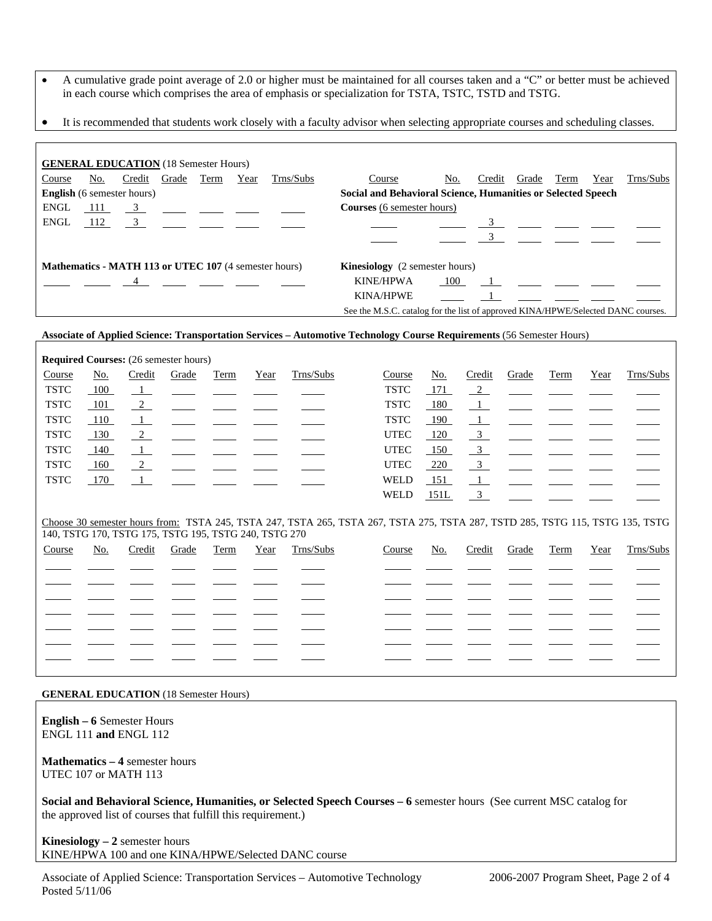- A cumulative grade point average of 2.0 or higher must be maintained for all courses taken and a "C" or better must be achieved in each course which comprises the area of emphasis or specialization for TSTA, TSTC, TSTD and TSTG.
- It is recommended that students work closely with a faculty advisor when selecting appropriate courses and scheduling classes.

**GENERAL EDUCATION** (18 Semester Hours)

**English** (6 semester hours)

| Course | No. | Credit | Grade | Term | Year | Trns/Subs |
|---|---|---|---|---|---|---|
| ENGL | 111 | 3 | | | | |
| ENGL | 112 | 3 | | | | |

**Mathematics - MATH 113 or UTEC 107** (4 semester hours)

| Course | No. | Credit | Grade | Term | Year | Trns/Subs |
|---|---|---|---|---|---|---|
| | | 4 | | | | |

**Social and Behavioral Science, Humanities or Selected Speech Courses** (6 semester hours)

| Course | No. | Credit | Grade | Term | Year | Trns/Subs |
|---|---|---|---|---|---|---|
| | | 3 | | | | |
| | | 3 | | | | |

**Kinesiology** (2 semester hours)

| Course | No. | Credit | Grade | Term | Year | Trns/Subs |
|---|---|---|---|---|---|---|
| KINE/HPWA | 100 | 1 | | | | |
| KINA/HPWE | | 1 | | | | |

See the M.S.C. catalog for the list of approved KINA/HPWE/Selected DANC courses.

**Associate of Applied Science: Transportation Services – Automotive Technology Course Requirements** (56 Semester Hours)

**Required Courses:** (26 semester hours)

| Course | No. | Credit | Grade | Term | Year | Trns/Subs |
|---|---|---|---|---|---|---|
| TSTC | 100 | 1 | | | | |
| TSTC | 101 | 2 | | | | |
| TSTC | 110 | 1 | | | | |
| TSTC | 130 | 2 | | | | |
| TSTC | 140 | 1 | | | | |
| TSTC | 160 | 2 | | | | |
| TSTC | 170 | 1 | | | | |
| TSTC | 171 | 2 | | | | |
| TSTC | 180 | 1 | | | | |
| TSTC | 190 | 1 | | | | |
| UTEC | 120 | 3 | | | | |
| UTEC | 150 | 3 | | | | |
| UTEC | 220 | 3 | | | | |
| WELD | 151 | 1 | | | | |
| WELD | 151L | 3 | | | | |

Choose 30 semester hours from: TSTA 245, TSTA 247, TSTA 265, TSTA 267, TSTA 275, TSTA 287, TSTD 285, TSTG 115, TSTG 135, TSTG 140, TSTG 170, TSTG 175, TSTG 195, TSTG 240, TSTG 270

| Course | No. | Credit | Grade | Term | Year | Trns/Subs |
|---|---|---|---|---|---|---|
| | | | | | | |
| | | | | | | |
| | | | | | | |
| | | | | | | |
| | | | | | | |
| | | | | | | |
| | | | | | | |
| | | | | | | |
| | | | | | | |
| | | | | | | |
| | | | | | | |
| | | | | | | |
| | | | | | | |
| | | | | | | |

**GENERAL EDUCATION** (18 Semester Hours)

**English – 6** Semester Hours
ENGL 111 **and** ENGL 112

**Mathematics – 4** semester hours
UTEC 107 or MATH 113

**Social and Behavioral Science, Humanities, or Selected Speech Courses – 6** semester hours (See current MSC catalog for the approved list of courses that fulfill this requirement.)

**Kinesiology – 2** semester hours
KINE/HPWA 100 and one KINA/HPWE/Selected DANC course

Associate of Applied Science: Transportation Services – Automotive Technology
Posted 5/11/06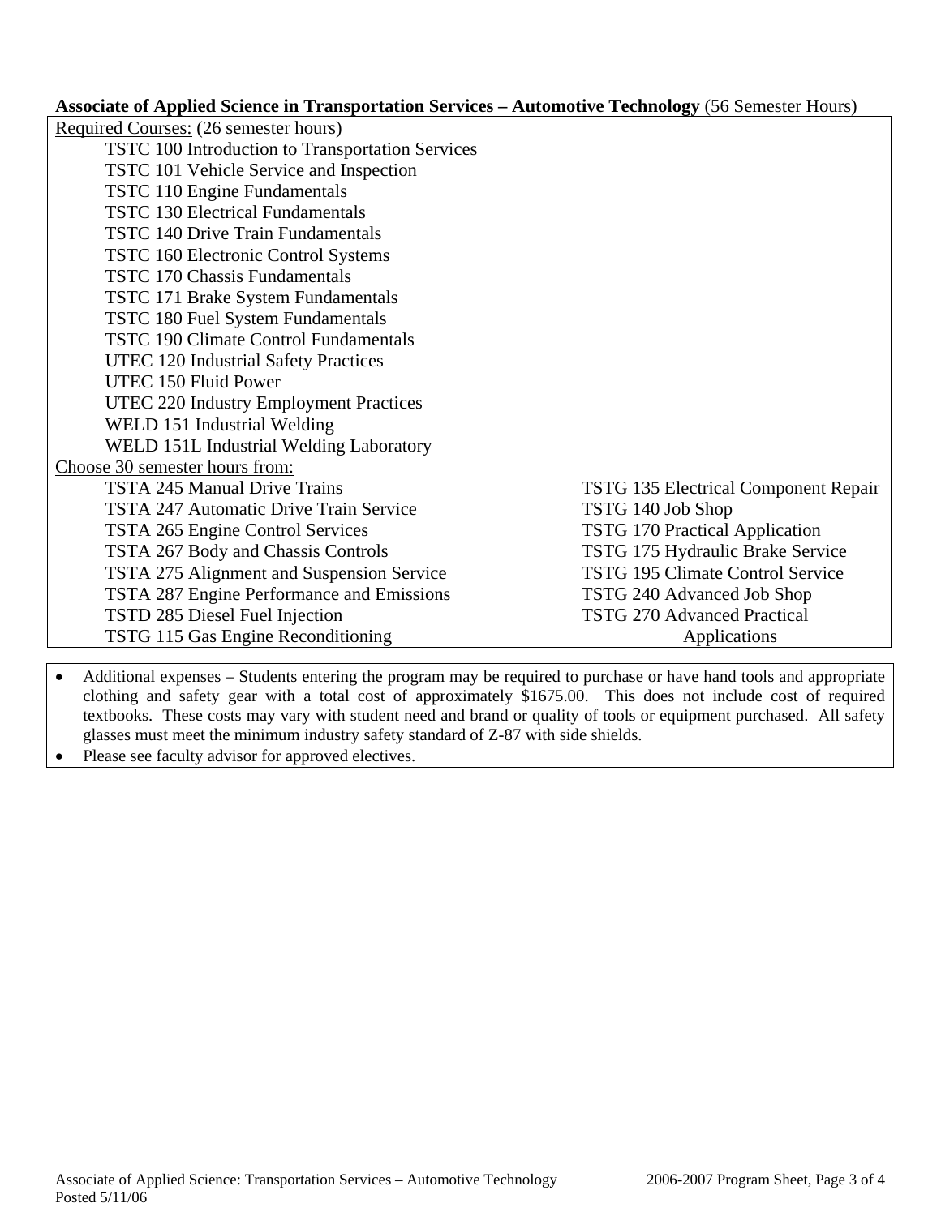**Associate of Applied Science in Transportation Services – Automotive Technology** (56 Semester Hours)

Required Courses: (26 semester hours)

- TSTC 100 Introduction to Transportation Services
- TSTC 101 Vehicle Service and Inspection
- TSTC 110 Engine Fundamentals
- TSTC 130 Electrical Fundamentals
- TSTC 140 Drive Train Fundamentals
- TSTC 160 Electronic Control Systems
- TSTC 170 Chassis Fundamentals
- TSTC 171 Brake System Fundamentals
- TSTC 180 Fuel System Fundamentals
- TSTC 190 Climate Control Fundamentals
- UTEC 120 Industrial Safety Practices
- UTEC 150 Fluid Power
- UTEC 220 Industry Employment Practices
- WELD 151 Industrial Welding
- WELD 151L Industrial Welding Laboratory

Choose 30 semester hours from:

- TSTA 245 Manual Drive Trains
- TSTA 247 Automatic Drive Train Service
- TSTA 265 Engine Control Services
- TSTA 267 Body and Chassis Controls
- TSTA 275 Alignment and Suspension Service
- TSTA 287 Engine Performance and Emissions
- TSTD 285 Diesel Fuel Injection
- TSTG 115 Gas Engine Reconditioning
- TSTG 135 Electrical Component Repair
- TSTG 140 Job Shop
- TSTG 170 Practical Application
- TSTG 175 Hydraulic Brake Service
- TSTG 195 Climate Control Service
- TSTG 240 Advanced Job Shop
- TSTG 270 Advanced Practical Applications

- Additional expenses – Students entering the program may be required to purchase or have hand tools and appropriate clothing and safety gear with a total cost of approximately $1675.00. This does not include cost of required textbooks. These costs may vary with student need and brand or quality of tools or equipment purchased. All safety glasses must meet the minimum industry safety standard of Z-87 with side shields.
- Please see faculty advisor for approved electives.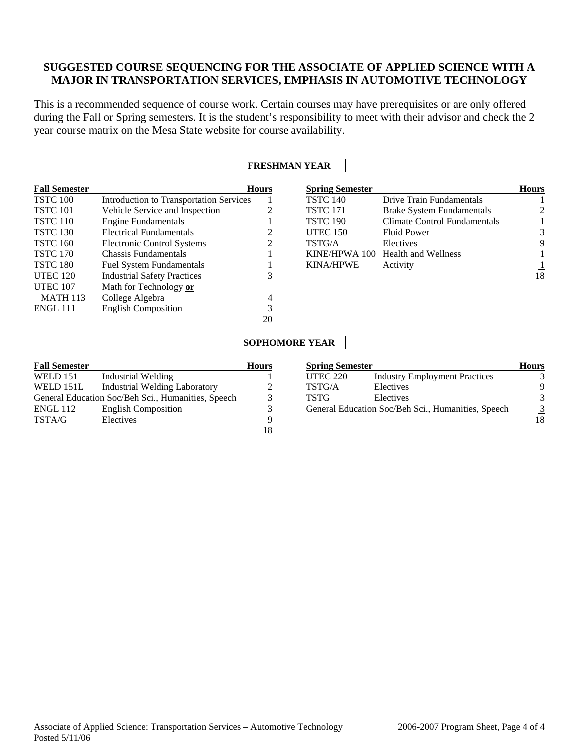# SUGGESTED COURSE SEQUENCING FOR THE ASSOCIATE OF APPLIED SCIENCE WITH A MAJOR IN TRANSPORTATION SERVICES, EMPHASIS IN AUTOMOTIVE TECHNOLOGY

This is a recommended sequence of course work. Certain courses may have prerequisites or are only offered during the Fall or Spring semesters. It is the student's responsibility to meet with their advisor and check the 2 year course matrix on the Mesa State website for course availability.

## FRESHMAN YEAR

| Fall Semester | | Hours |
|---|---|---|
| TSTC 100 | Introduction to Transportation Services | 1 |
| TSTC 101 | Vehicle Service and Inspection | 2 |
| TSTC 110 | Engine Fundamentals | 1 |
| TSTC 130 | Electrical Fundamentals | 2 |
| TSTC 160 | Electronic Control Systems | 2 |
| TSTC 170 | Chassis Fundamentals | 1 |
| TSTC 180 | Fuel System Fundamentals | 1 |
| UTEC 120 | Industrial Safety Practices | 3 |
| UTEC 107 | Math for Technology **or** | |
| MATH 113 | College Algebra | 4 |
| ENGL 111 | English Composition | 3 |
| | | 20 |

| Spring Semester | | Hours |
|---|---|---|
| TSTC 140 | Drive Train Fundamentals | 1 |
| TSTC 171 | Brake System Fundamentals | 2 |
| TSTC 190 | Climate Control Fundamentals | 1 |
| UTEC 150 | Fluid Power | 3 |
| TSTG/A | Electives | 9 |
| KINE/HPWA 100 | Health and Wellness | 1 |
| KINA/HPWE | Activity | 1 |
| | | 18 |

## SOPHOMORE YEAR

| Fall Semester | | Hours |
|---|---|---|
| WELD 151 | Industrial Welding | 1 |
| WELD 151L | Industrial Welding Laboratory | 2 |
| General Education Soc/Beh Sci., Humanities, Speech | | 3 |
| ENGL 112 | English Composition | 3 |
| TSTA/G | Electives | 9 |
| | | 18 |

| Spring Semester | | Hours |
|---|---|---|
| UTEC 220 | Industry Employment Practices | 3 |
| TSTG/A | Electives | 9 |
| TSTG | Electives | 3 |
| General Education Soc/Beh Sci., Humanities, Speech | | 3 |
| | | 18 |